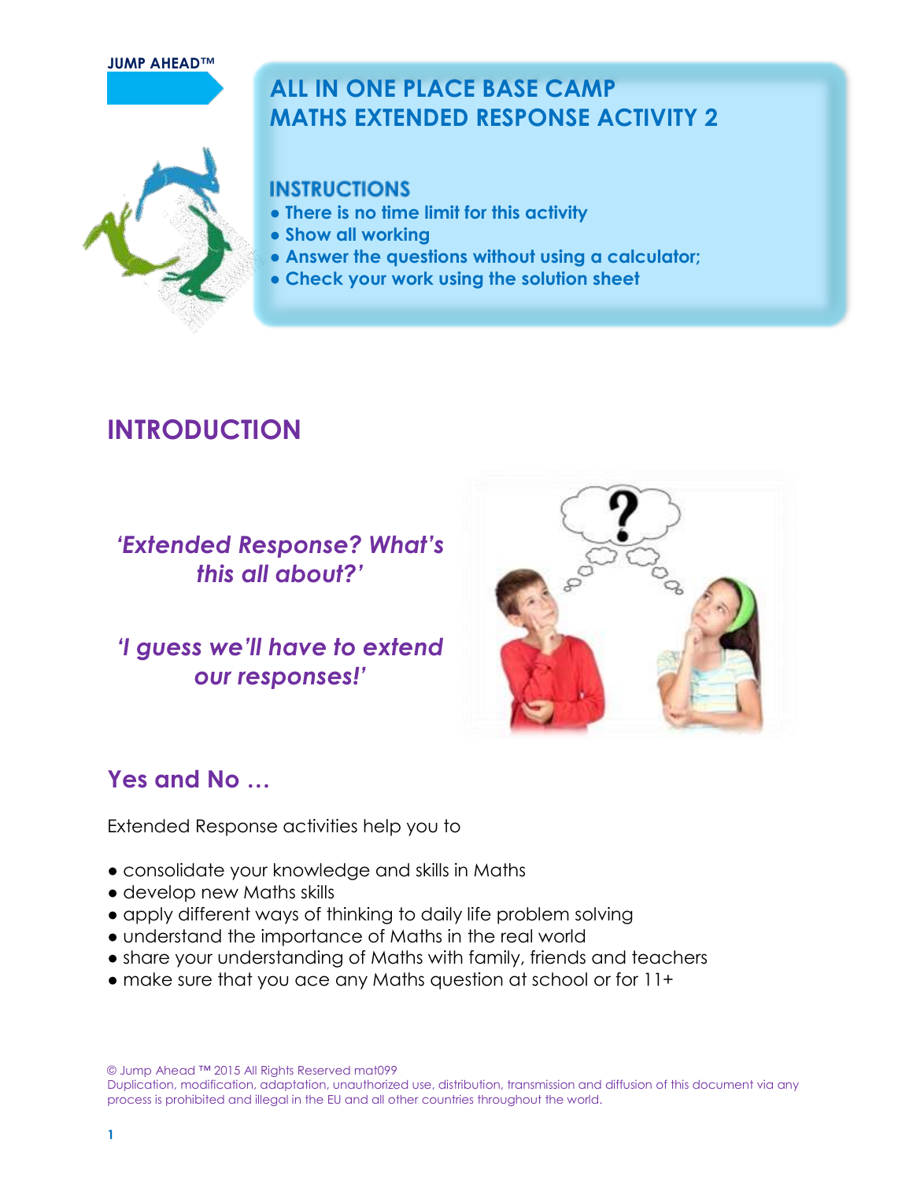**JUMP AHEAD™**

# ALL IN ONE PLACE BASE CAMP
# MATHS EXTENDED RESPONSE ACTIVITY 2

### INSTRUCTIONS

- There is no time limit for this activity
- Show all working
- Answer the questions without using a calculator;
- Check your work using the solution sheet

## INTRODUCTION

***'Extended Response? What's this all about?'***

***'I guess we'll have to extend our responses!'***

### Yes and No …

Extended Response activities help you to

- consolidate your knowledge and skills in Maths
- develop new Maths skills
- apply different ways of thinking to daily life problem solving
- understand the importance of Maths in the real world
- share your understanding of Maths with family, friends and teachers
- make sure that you ace any Maths question at school or for 11+

© Jump Ahead ™ 2015 All Rights Reserved mat099
Duplication, modification, adaptation, unauthorized use, distribution, transmission and diffusion of this document via any process is prohibited and illegal in the EU and all other countries throughout the world.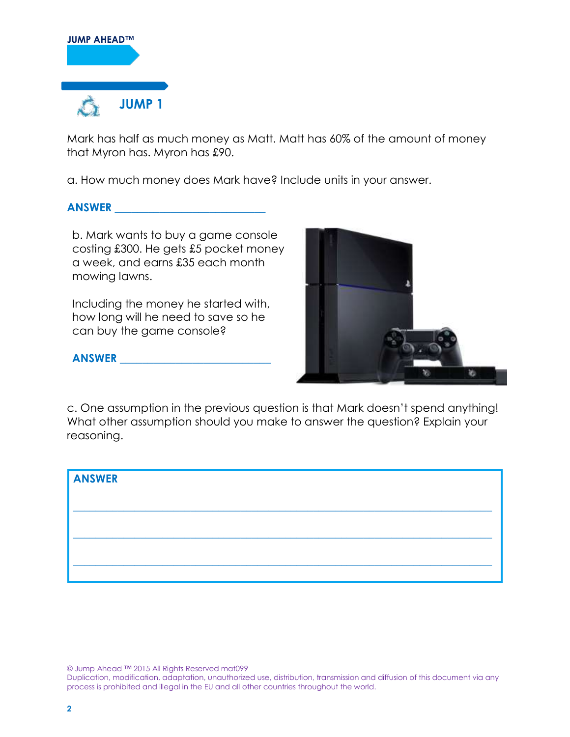JUMP AHEAD™

## JUMP 1

Mark has half as much money as Matt. Matt has 60% of the amount of money that Myron has. Myron has £90.

a. How much money does Mark have? Include units in your answer.

**ANSWER** ___________________________

b. Mark wants to buy a game console costing £300. He gets £5 pocket money a week, and earns £35 each month mowing lawns.

Including the money he started with, how long will he need to save so he can buy the game console?

**ANSWER** ___________________________

c. One assumption in the previous question is that Mark doesn't spend anything! What other assumption should you make to answer the question? Explain your reasoning.

**ANSWER**

___________________________________________________________________________

___________________________________________________________________________

___________________________________________________________________________

© Jump Ahead ™ 2015 All Rights Reserved mat099
Duplication, modification, adaptation, unauthorized use, distribution, transmission and diffusion of this document via any process is prohibited and illegal in the EU and all other countries throughout the world.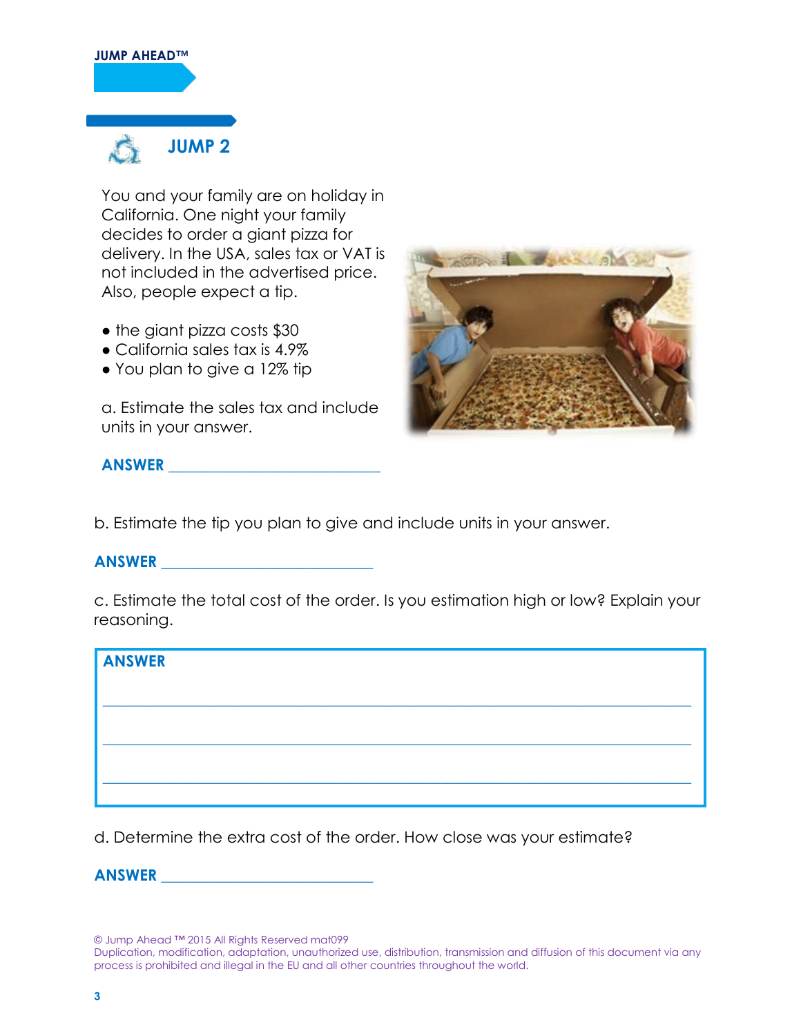JUMP AHEAD™

## JUMP 2

You and your family are on holiday in California. One night your family decides to order a giant pizza for delivery. In the USA, sales tax or VAT is not included in the advertised price. Also, people expect a tip.

- the giant pizza costs $30
- California sales tax is 4.9%
- You plan to give a 12% tip

a. Estimate the sales tax and include units in your answer.

**ANSWER** ___________________________

b. Estimate the tip you plan to give and include units in your answer.

**ANSWER** ___________________________

c. Estimate the total cost of the order. Is you estimation high or low? Explain your reasoning.

**ANSWER**

___________________________________________________________________________

___________________________________________________________________________

___________________________________________________________________________

d. Determine the extra cost of the order. How close was your estimate?

**ANSWER** ___________________________

© Jump Ahead ™ 2015 All Rights Reserved mat099
Duplication, modification, adaptation, unauthorized use, distribution, transmission and diffusion of this document via any process is prohibited and illegal in the EU and all other countries throughout the world.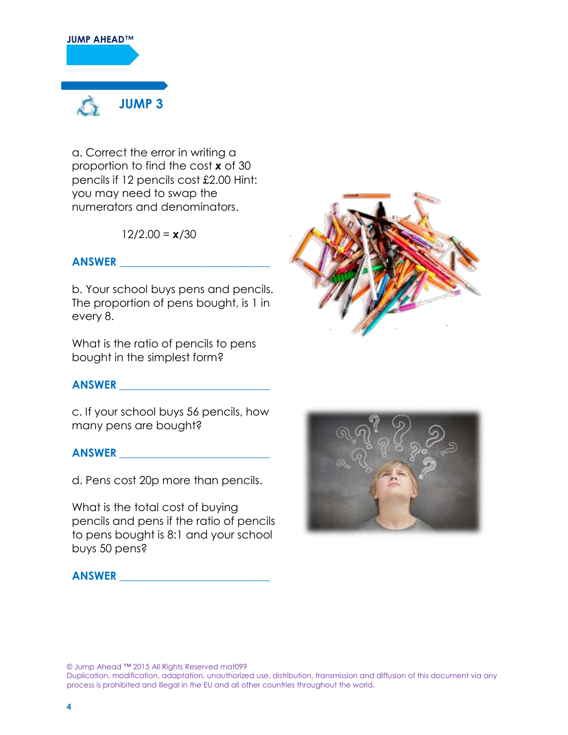## JUMP 3

a. Correct the error in writing a proportion to find the cost **x** of 30 pencils if 12 pencils cost £2.00 Hint: you may need to swap the numerators and denominators.

$$12/2.00 = \mathbf{x}/30$$

**ANSWER** ___________________________

b. Your school buys pens and pencils. The proportion of pens bought, is 1 in every 8.

What is the ratio of pencils to pens bought in the simplest form?

**ANSWER** ___________________________

c. If your school buys 56 pencils, how many pens are bought?

**ANSWER** ___________________________

d. Pens cost 20p more than pencils.

What is the total cost of buying pencils and pens if the ratio of pencils to pens bought is 8:1 and your school buys 50 pens?

**ANSWER** ___________________________

© Jump Ahead ™ 2015 All Rights Reserved mat099
Duplication, modification, adaptation, unauthorized use, distribution, transmission and diffusion of this document via any process is prohibited and illegal in the EU and all other countries throughout the world.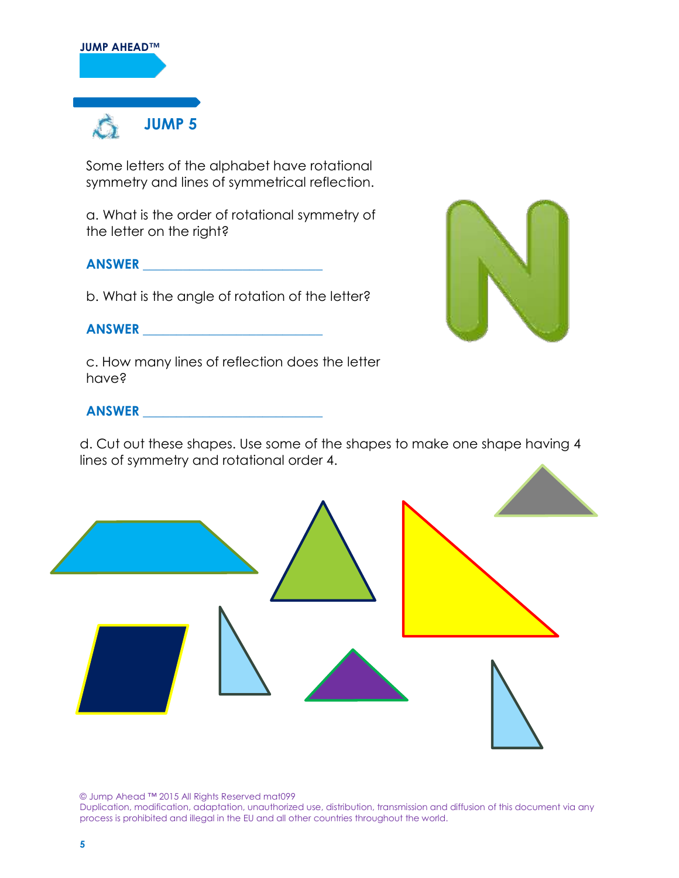JUMP AHEAD™

## JUMP 5

Some letters of the alphabet have rotational symmetry and lines of symmetrical reflection.

a. What is the order of rotational symmetry of the letter on the right?

**ANSWER** ______________________

b. What is the angle of rotation of the letter?

**ANSWER** ______________________

c. How many lines of reflection does the letter have?

**ANSWER** ______________________

d. Cut out these shapes. Use some of the shapes to make one shape having 4 lines of symmetry and rotational order 4.

© Jump Ahead ™ 2015 All Rights Reserved mat099
Duplication, modification, adaptation, unauthorized use, distribution, transmission and diffusion of this document via any process is prohibited and illegal in the EU and all other countries throughout the world.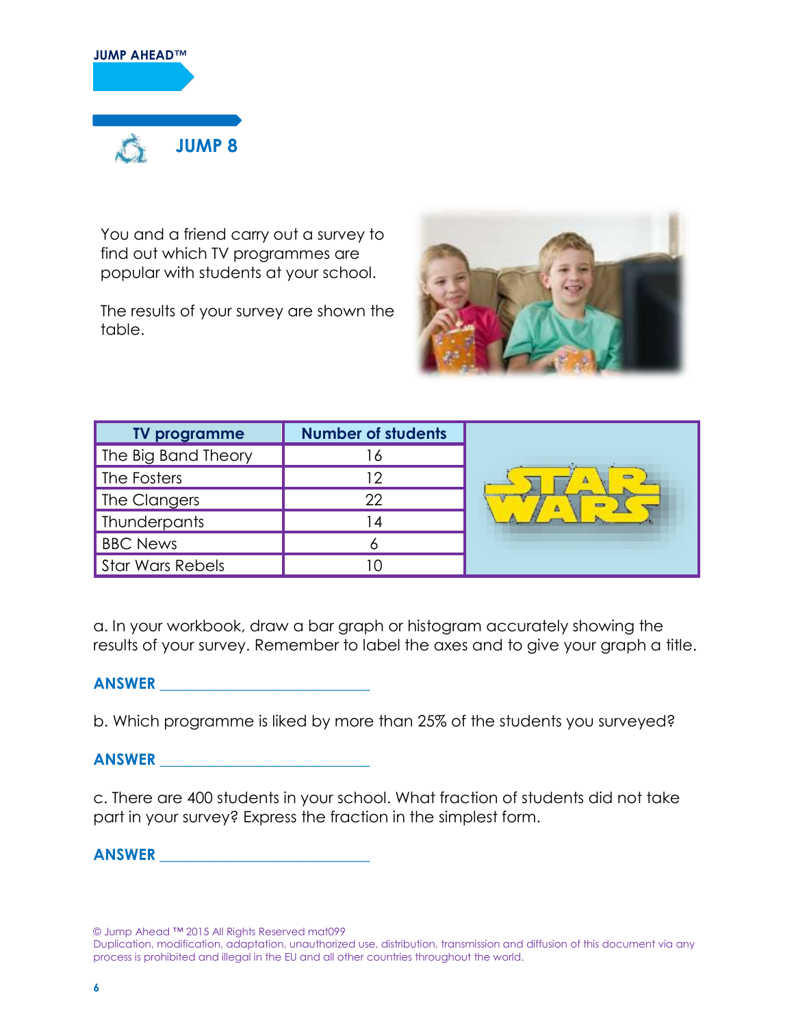**JUMP AHEAD™**

## JUMP 8

You and a friend carry out a survey to find out which TV programmes are popular with students at your school.

The results of your survey are shown the table.

| TV programme | Number of students |
|---|---|
| The Big Band Theory | 16 |
| The Fosters | 12 |
| The Clangers | 22 |
| Thunderpants | 14 |
| BBC News | 6 |
| Star Wars Rebels | 10 |

a. In your workbook, draw a bar graph or histogram accurately showing the results of your survey. Remember to label the axes and to give your graph a title.

**ANSWER** ___________________________

b. Which programme is liked by more than 25% of the students you surveyed?

**ANSWER** ___________________________

c. There are 400 students in your school. What fraction of students did not take part in your survey? Express the fraction in the simplest form.

**ANSWER** ___________________________

© Jump Ahead ™ 2015 All Rights Reserved mat099
Duplication, modification, adaptation, unauthorized use, distribution, transmission and diffusion of this document via any process is prohibited and illegal in the EU and all other countries throughout the world.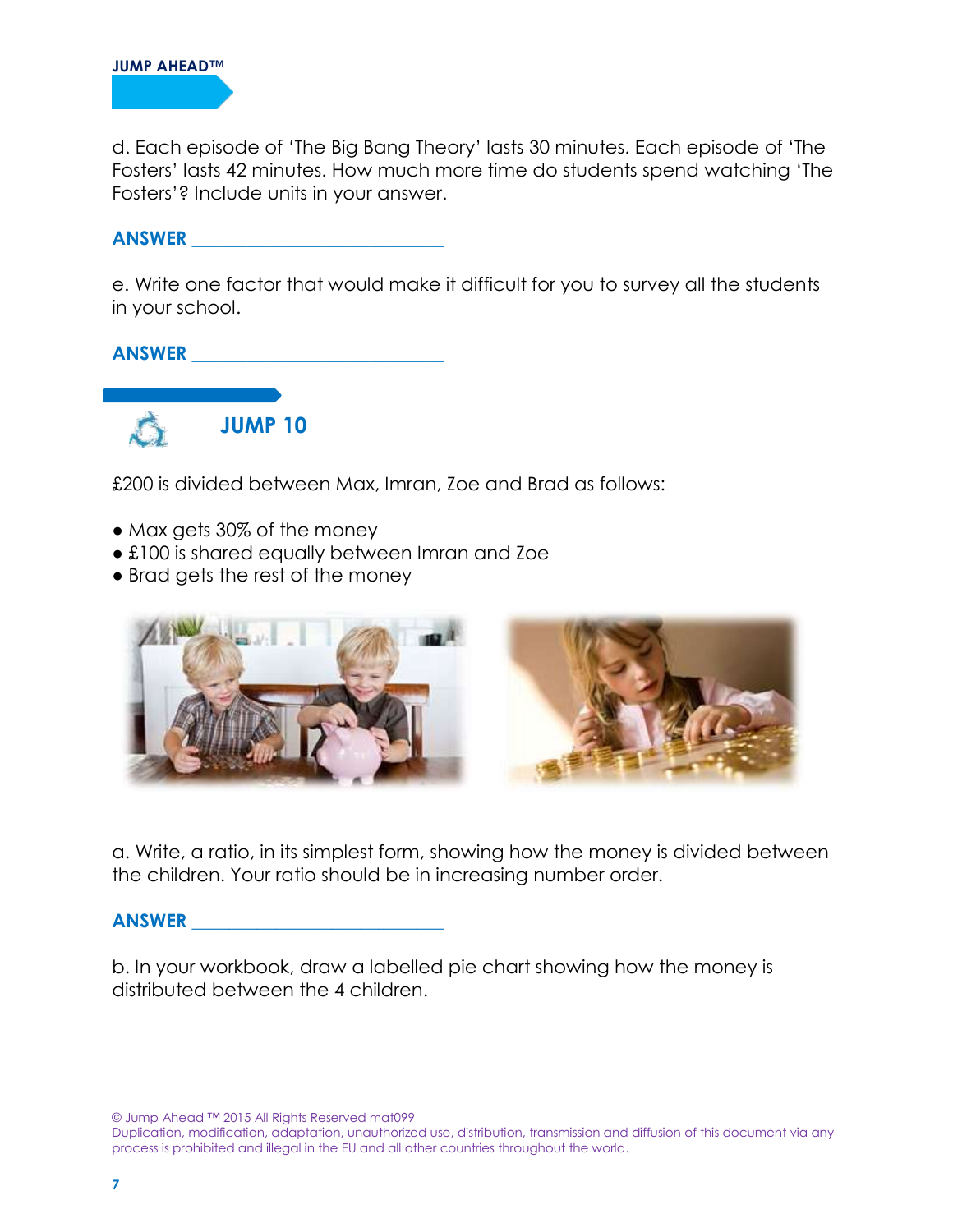d. Each episode of 'The Big Bang Theory' lasts 30 minutes. Each episode of 'The Fosters' lasts 42 minutes. How much more time do students spend watching 'The Fosters'? Include units in your answer.

**ANSWER** ___________________________

e. Write one factor that would make it difficult for you to survey all the students in your school.

**ANSWER** ___________________________

## JUMP 10

£200 is divided between Max, Imran, Zoe and Brad as follows:

- Max gets 30% of the money
- £100 is shared equally between Imran and Zoe
- Brad gets the rest of the money

a. Write, a ratio, in its simplest form, showing how the money is divided between the children. Your ratio should be in increasing number order.

**ANSWER** ___________________________

b. In your workbook, draw a labelled pie chart showing how the money is distributed between the 4 children.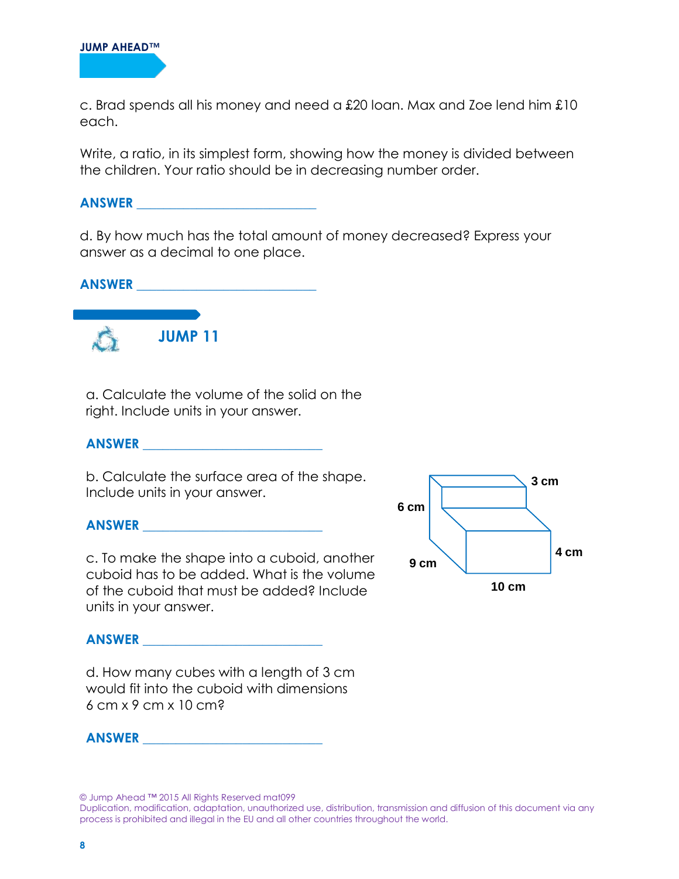c. Brad spends all his money and need a £20 loan. Max and Zoe lend him £10 each.

Write, a ratio, in its simplest form, showing how the money is divided between the children. Your ratio should be in decreasing number order.

**ANSWER** ___________________________

d. By how much has the total amount of money decreased? Express your answer as a decimal to one place.

**ANSWER** ___________________________

## JUMP 11

a. Calculate the volume of the solid on the right. Include units in your answer.

**ANSWER** ___________________________

b. Calculate the surface area of the shape. Include units in your answer.

**ANSWER** ___________________________

c. To make the shape into a cuboid, another cuboid has to be added. What is the volume of the cuboid that must be added? Include units in your answer.

**ANSWER** ___________________________

d. How many cubes with a length of 3 cm would fit into the cuboid with dimensions 6 cm x 9 cm x 10 cm?

**ANSWER** ___________________________

3 cm

6 cm

4 cm

9 cm

10 cm

© Jump Ahead ™ 2015 All Rights Reserved mat099
Duplication, modification, adaptation, unauthorized use, distribution, transmission and diffusion of this document via any process is prohibited and illegal in the EU and all other countries throughout the world.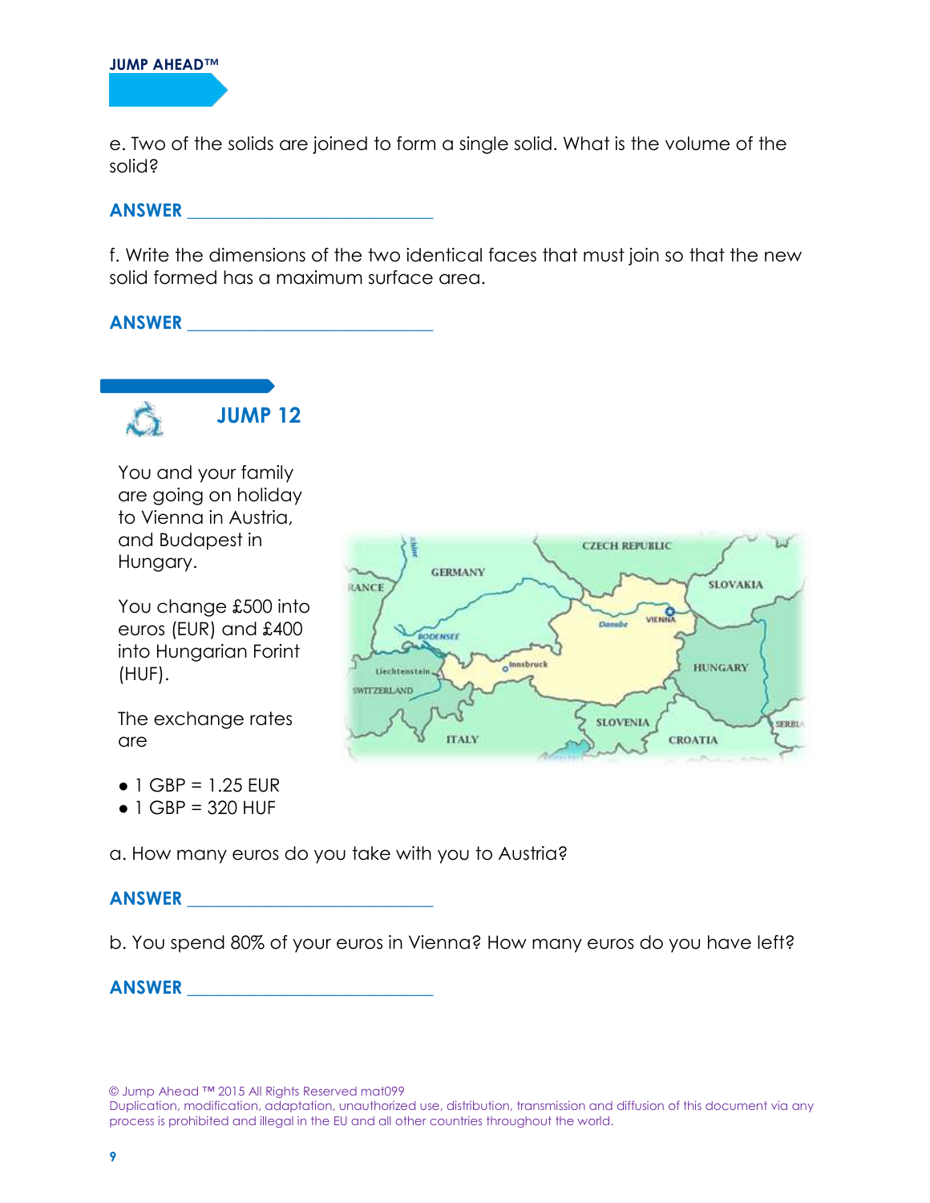e. Two of the solids are joined to form a single solid. What is the volume of the solid?

**ANSWER** ___________________________

f. Write the dimensions of the two identical faces that must join so that the new solid formed has a maximum surface area.

**ANSWER** ___________________________

## JUMP 12

You and your family are going on holiday to Vienna in Austria, and Budapest in Hungary.

You change £500 into euros (EUR) and £400 into Hungarian Forint (HUF).

The exchange rates are

- 1 GBP = 1.25 EUR
- 1 GBP = 320 HUF

a. How many euros do you take with you to Austria?

**ANSWER** ___________________________

b. You spend 80% of your euros in Vienna? How many euros do you have left?

**ANSWER** ___________________________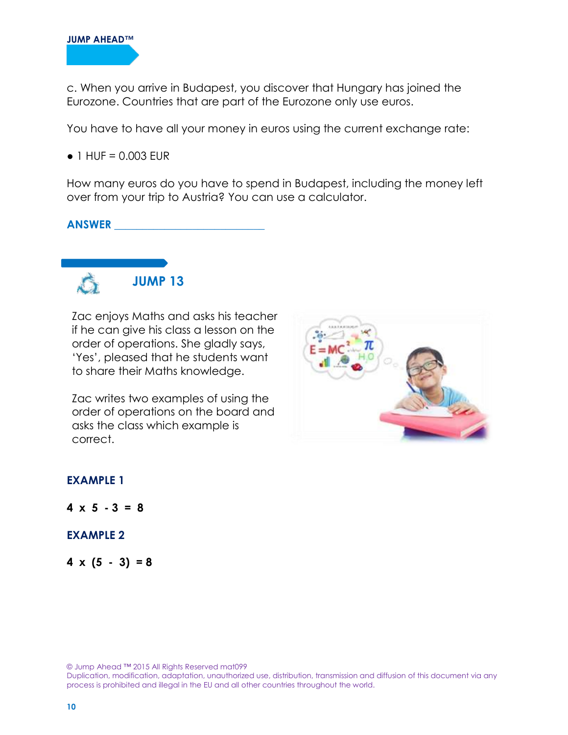c. When you arrive in Budapest, you discover that Hungary has joined the Eurozone. Countries that are part of the Eurozone only use euros.

You have to have all your money in euros using the current exchange rate:

- 1 HUF = 0.003 EUR

How many euros do you have to spend in Budapest, including the money left over from your trip to Austria? You can use a calculator.

**ANSWER** ___________________________

## JUMP 13

Zac enjoys Maths and asks his teacher if he can give his class a lesson on the order of operations. She gladly says, 'Yes', pleased that he students want to share their Maths knowledge.

Zac writes two examples of using the order of operations on the board and asks the class which example is correct.

**EXAMPLE 1**

**4 x 5 - 3 = 8**

**EXAMPLE 2**

**4 x (5 - 3) = 8**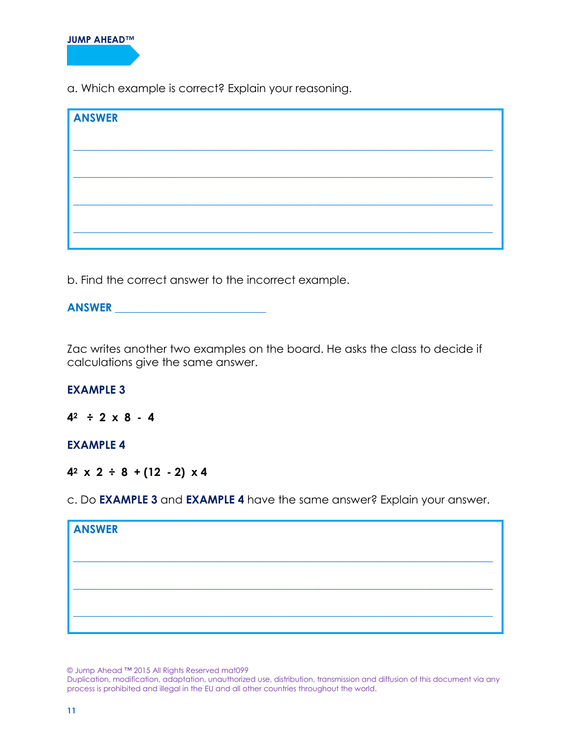a. Which example is correct? Explain your reasoning.

**ANSWER**

\_\_\_\_\_\_\_\_\_\_\_\_\_\_\_\_\_\_\_\_\_\_\_\_\_\_\_\_\_\_\_\_\_\_\_\_\_\_\_\_\_\_\_\_\_\_\_\_\_\_\_\_\_\_\_\_\_\_\_\_\_\_\_\_\_\_\_\_\_\_

\_\_\_\_\_\_\_\_\_\_\_\_\_\_\_\_\_\_\_\_\_\_\_\_\_\_\_\_\_\_\_\_\_\_\_\_\_\_\_\_\_\_\_\_\_\_\_\_\_\_\_\_\_\_\_\_\_\_\_\_\_\_\_\_\_\_\_\_\_\_

\_\_\_\_\_\_\_\_\_\_\_\_\_\_\_\_\_\_\_\_\_\_\_\_\_\_\_\_\_\_\_\_\_\_\_\_\_\_\_\_\_\_\_\_\_\_\_\_\_\_\_\_\_\_\_\_\_\_\_\_\_\_\_\_\_\_\_\_\_\_

\_\_\_\_\_\_\_\_\_\_\_\_\_\_\_\_\_\_\_\_\_\_\_\_\_\_\_\_\_\_\_\_\_\_\_\_\_\_\_\_\_\_\_\_\_\_\_\_\_\_\_\_\_\_\_\_\_\_\_\_\_\_\_\_\_\_\_\_\_\_

b. Find the correct answer to the incorrect example.

**ANSWER** \_\_\_\_\_\_\_\_\_\_\_\_\_\_\_\_\_\_\_\_\_\_\_\_\_\_\_\_

Zac writes another two examples on the board. He asks the class to decide if calculations give the same answer.

**EXAMPLE 3**

$4^2 \div 2 \times 8 - 4$

**EXAMPLE 4**

$4^2 \times 2 \div 8 + (12 - 2) \times 4$

c. Do **EXAMPLE 3** and **EXAMPLE 4** have the same answer? Explain your answer.

**ANSWER**

\_\_\_\_\_\_\_\_\_\_\_\_\_\_\_\_\_\_\_\_\_\_\_\_\_\_\_\_\_\_\_\_\_\_\_\_\_\_\_\_\_\_\_\_\_\_\_\_\_\_\_\_\_\_\_\_\_\_\_\_\_\_\_\_\_\_\_\_\_\_

\_\_\_\_\_\_\_\_\_\_\_\_\_\_\_\_\_\_\_\_\_\_\_\_\_\_\_\_\_\_\_\_\_\_\_\_\_\_\_\_\_\_\_\_\_\_\_\_\_\_\_\_\_\_\_\_\_\_\_\_\_\_\_\_\_\_\_\_\_\_

\_\_\_\_\_\_\_\_\_\_\_\_\_\_\_\_\_\_\_\_\_\_\_\_\_\_\_\_\_\_\_\_\_\_\_\_\_\_\_\_\_\_\_\_\_\_\_\_\_\_\_\_\_\_\_\_\_\_\_\_\_\_\_\_\_\_\_\_\_\_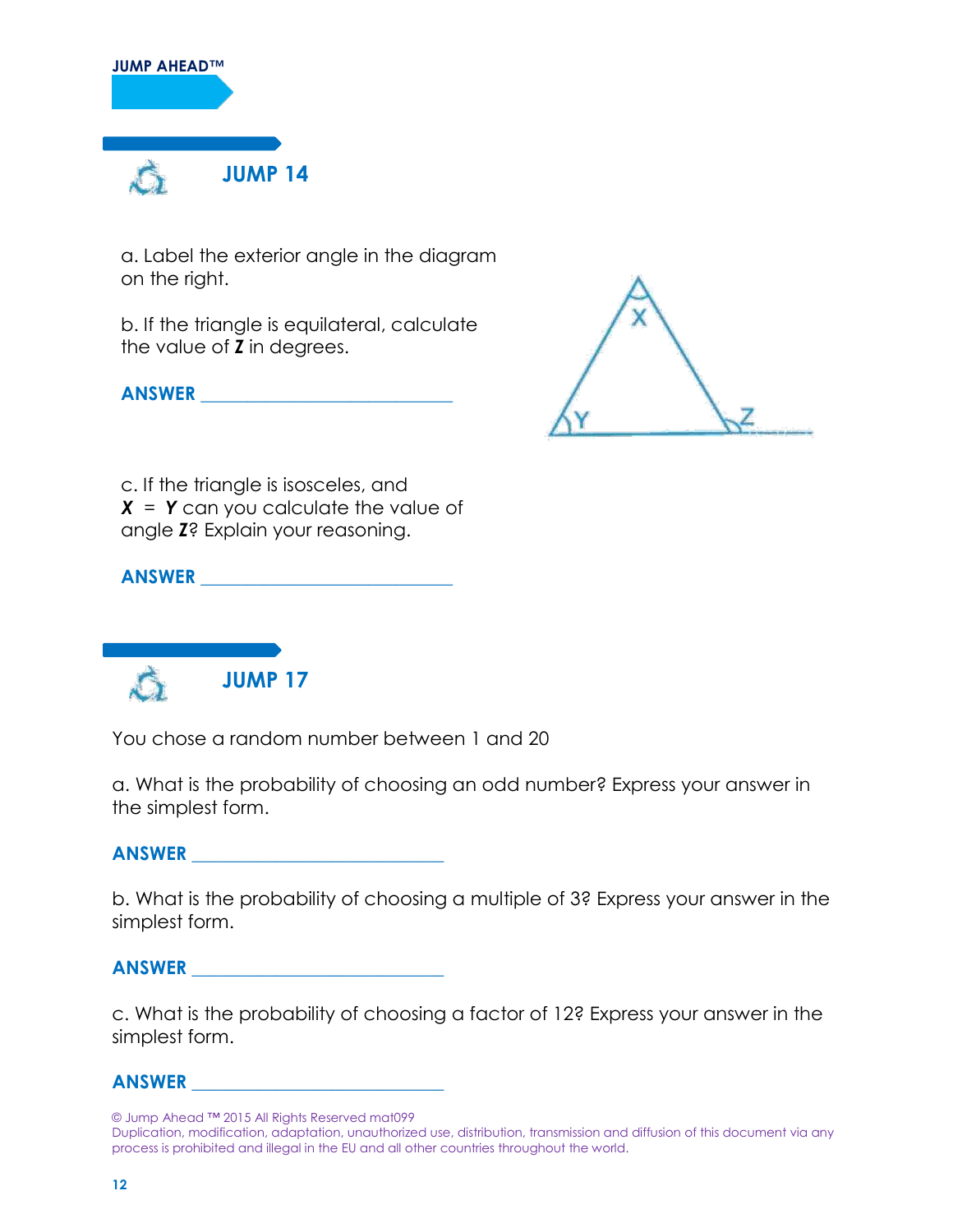JUMP AHEAD™

## JUMP 14

a. Label the exterior angle in the diagram on the right.

b. If the triangle is equilateral, calculate the value of ***Z*** in degrees.

**ANSWER** ___________________________

c. If the triangle is isosceles, and ***X*** = ***Y*** can you calculate the value of angle ***Z***? Explain your reasoning.

**ANSWER** ___________________________

## JUMP 17

You chose a random number between 1 and 20

a. What is the probability of choosing an odd number? Express your answer in the simplest form.

**ANSWER** ___________________________

b. What is the probability of choosing a multiple of 3? Express your answer in the simplest form.

**ANSWER** ___________________________

c. What is the probability of choosing a factor of 12? Express your answer in the simplest form.

**ANSWER** ___________________________

© Jump Ahead ™ 2015 All Rights Reserved mat099
Duplication, modification, adaptation, unauthorized use, distribution, transmission and diffusion of this document via any process is prohibited and illegal in the EU and all other countries throughout the world.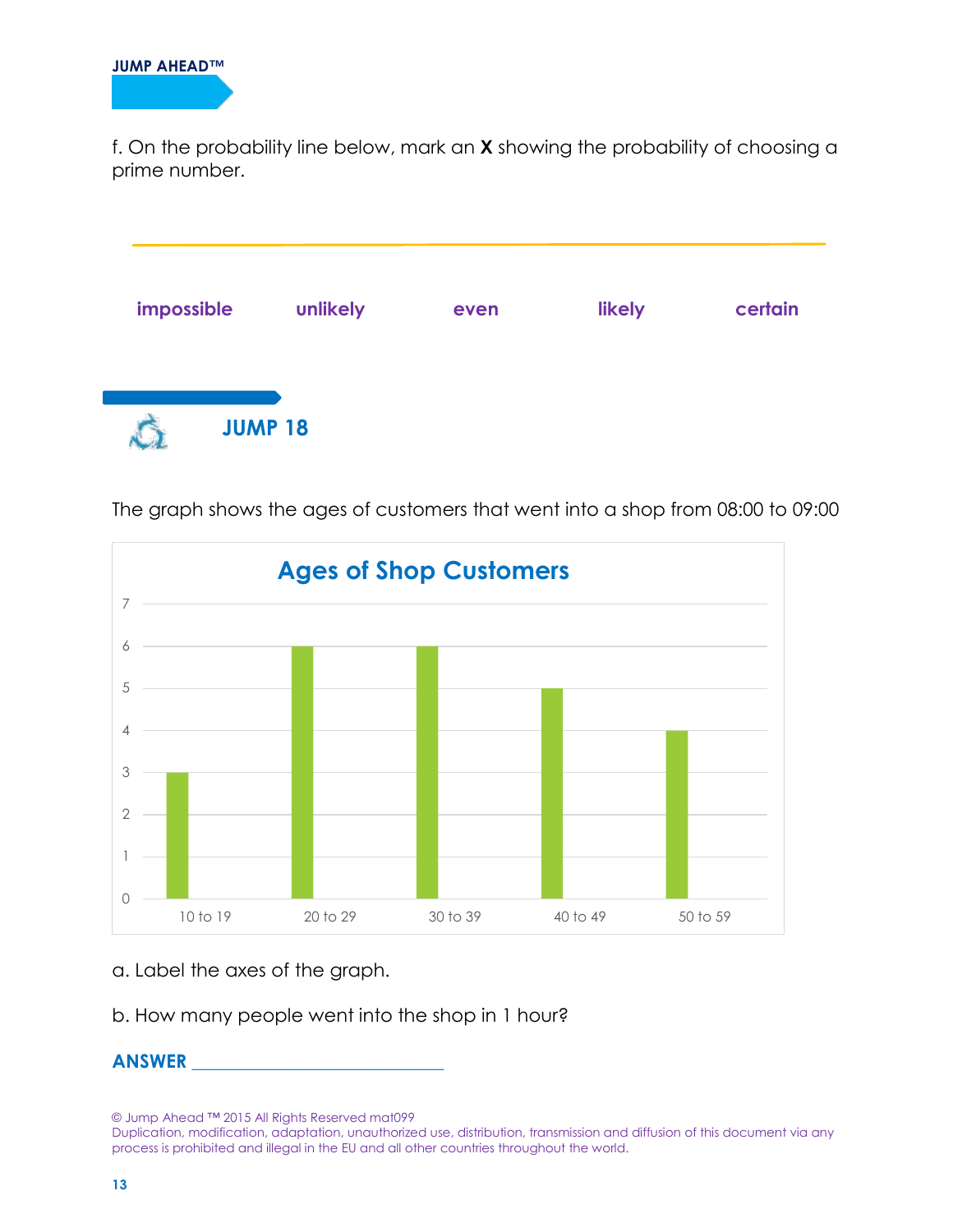f. On the probability line below, mark an **X** showing the probability of choosing a prime number.

**impossible** **unlikely** **even** **likely** **certain**

## JUMP 18

The graph shows the ages of customers that went into a shop from 08:00 to 09:00

**Ages of Shop Customers**

| Age group | Number |
|---|---|
| 10 to 19 | 3 |
| 20 to 29 | 6 |
| 30 to 39 | 6 |
| 40 to 49 | 5 |
| 50 to 59 | 4 |

a. Label the axes of the graph.

b. How many people went into the shop in 1 hour?

**ANSWER** ___________________________

© Jump Ahead ™ 2015 All Rights Reserved mat099
Duplication, modification, adaptation, unauthorized use, distribution, transmission and diffusion of this document via any process is prohibited and illegal in the EU and all other countries throughout the world.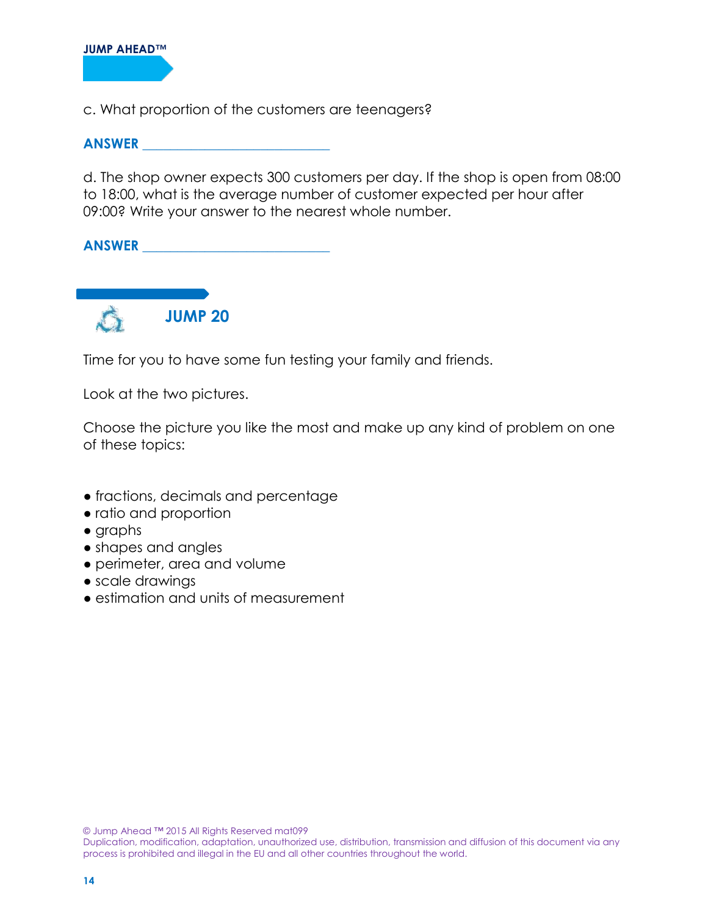c. What proportion of the customers are teenagers?

**ANSWER** ___________________________

d. The shop owner expects 300 customers per day. If the shop is open from 08:00 to 18:00, what is the average number of customer expected per hour after 09:00? Write your answer to the nearest whole number.

**ANSWER** ___________________________

## JUMP 20

Time for you to have some fun testing your family and friends.

Look at the two pictures.

Choose the picture you like the most and make up any kind of problem on one of these topics:

- fractions, decimals and percentage
- ratio and proportion
- graphs
- shapes and angles
- perimeter, area and volume
- scale drawings
- estimation and units of measurement

© Jump Ahead ™ 2015 All Rights Reserved mat099
Duplication, modification, adaptation, unauthorized use, distribution, transmission and diffusion of this document via any process is prohibited and illegal in the EU and all other countries throughout the world.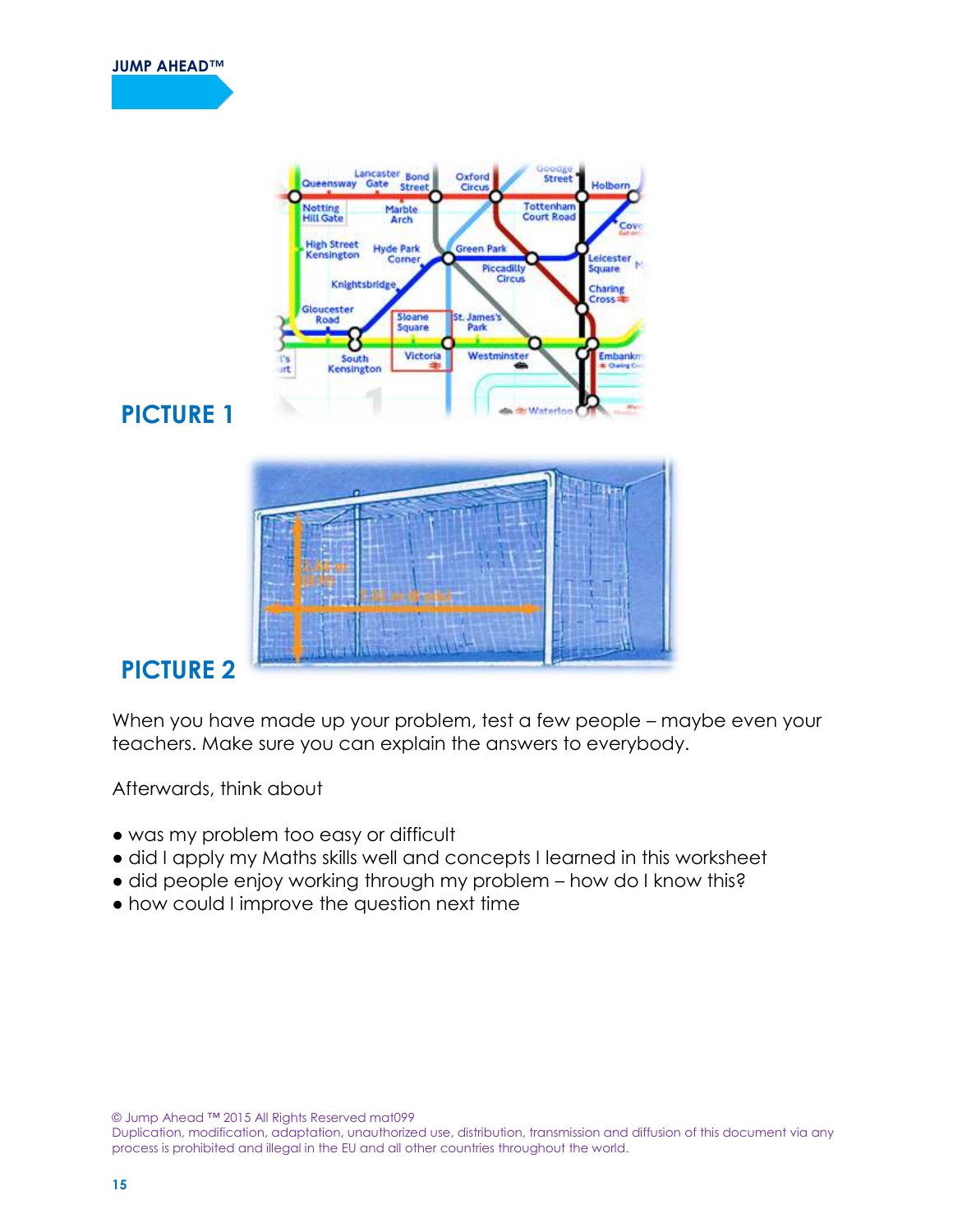## PICTURE 1

## PICTURE 2

When you have made up your problem, test a few people – maybe even your teachers. Make sure you can explain the answers to everybody.

Afterwards, think about

- was my problem too easy or difficult
- did I apply my Maths skills well and concepts I learned in this worksheet
- did people enjoy working through my problem – how do I know this?
- how could I improve the question next time

© Jump Ahead ™ 2015 All Rights Reserved mat099
Duplication, modification, adaptation, unauthorized use, distribution, transmission and diffusion of this document via any process is prohibited and illegal in the EU and all other countries throughout the world.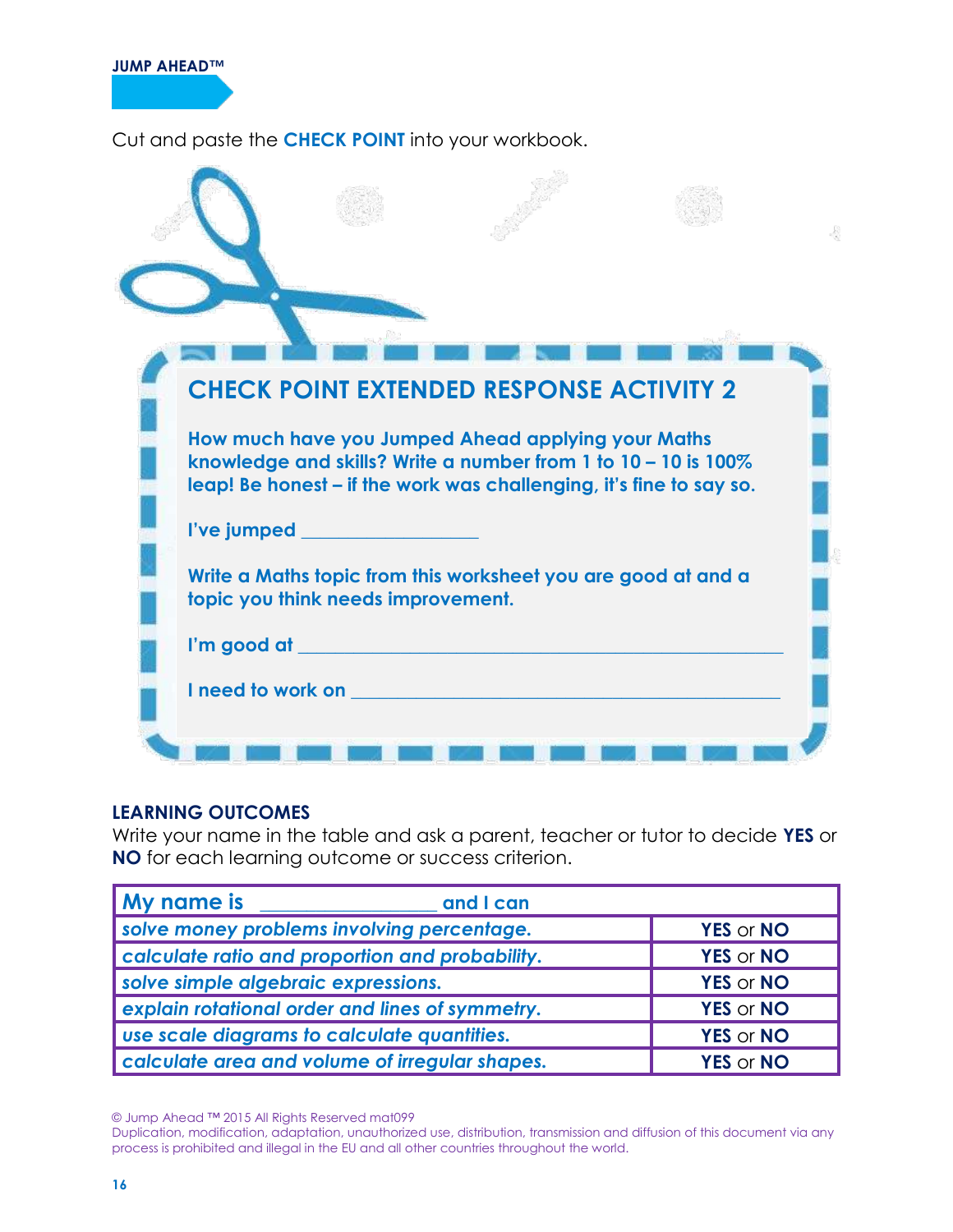JUMP AHEAD™

Cut and paste the **CHECK POINT** into your workbook.

## CHECK POINT EXTENDED RESPONSE ACTIVITY 2

**How much have you Jumped Ahead applying your Maths knowledge and skills? Write a number from 1 to 10 – 10 is 100% leap! Be honest – if the work was challenging, it's fine to say so.**

**I've jumped __________________**

**Write a Maths topic from this worksheet you are good at and a topic you think needs improvement.**

**I'm good at __________________________________________________**

**I need to work on ____________________________________________**

### LEARNING OUTCOMES

Write your name in the table and ask a parent, teacher or tutor to decide **YES** or **NO** for each learning outcome or success criterion.

| My name is __________________ and I can | |
|---|---|
| *solve money problems involving percentage.* | **YES** or **NO** |
| *calculate ratio and proportion and probability.* | **YES** or **NO** |
| *solve simple algebraic expressions.* | **YES** or **NO** |
| *explain rotational order and lines of symmetry.* | **YES** or **NO** |
| *use scale diagrams to calculate quantities.* | **YES** or **NO** |
| *calculate area and volume of irregular shapes.* | **YES** or **NO** |

© Jump Ahead ™ 2015 All Rights Reserved mat099
Duplication, modification, adaptation, unauthorized use, distribution, transmission and diffusion of this document via any process is prohibited and illegal in the EU and all other countries throughout the world.